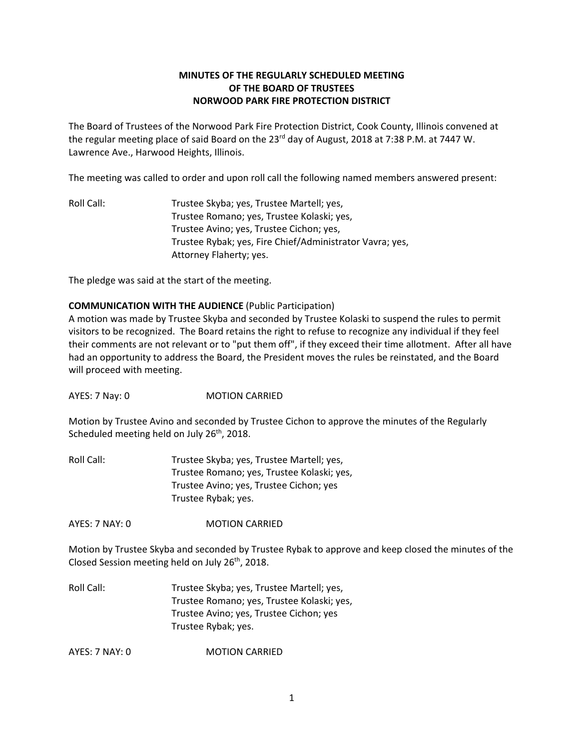**MINUTES OF THE REGULARLY SCHEDULED MEETING**
**OF THE BOARD OF TRUSTEES**
**NORWOOD PARK FIRE PROTECTION DISTRICT**

The Board of Trustees of the Norwood Park Fire Protection District, Cook County, Illinois convened at the regular meeting place of said Board on the 23rd day of August, 2018 at 7:38 P.M. at 7447 W. Lawrence Ave., Harwood Heights, Illinois.

The meeting was called to order and upon roll call the following named members answered present:

Roll Call: Trustee Skyba; yes, Trustee Martell; yes,
Trustee Romano; yes, Trustee Kolaski; yes,
Trustee Avino; yes, Trustee Cichon; yes,
Trustee Rybak; yes, Fire Chief/Administrator Vavra; yes,
Attorney Flaherty; yes.

The pledge was said at the start of the meeting.

**COMMUNICATION WITH THE AUDIENCE** (Public Participation)
A motion was made by Trustee Skyba and seconded by Trustee Kolaski to suspend the rules to permit visitors to be recognized. The Board retains the right to refuse to recognize any individual if they feel their comments are not relevant or to "put them off", if they exceed their time allotment. After all have had an opportunity to address the Board, the President moves the rules be reinstated, and the Board will proceed with meeting.

AYES: 7 Nay: 0 MOTION CARRIED

Motion by Trustee Avino and seconded by Trustee Cichon to approve the minutes of the Regularly Scheduled meeting held on July 26th, 2018.

Roll Call: Trustee Skyba; yes, Trustee Martell; yes,
Trustee Romano; yes, Trustee Kolaski; yes,
Trustee Avino; yes, Trustee Cichon; yes
Trustee Rybak; yes.

AYES: 7 NAY: 0 MOTION CARRIED

Motion by Trustee Skyba and seconded by Trustee Rybak to approve and keep closed the minutes of the Closed Session meeting held on July 26th, 2018.

Roll Call: Trustee Skyba; yes, Trustee Martell; yes,
Trustee Romano; yes, Trustee Kolaski; yes,
Trustee Avino; yes, Trustee Cichon; yes
Trustee Rybak; yes.

AYES: 7 NAY: 0 MOTION CARRIED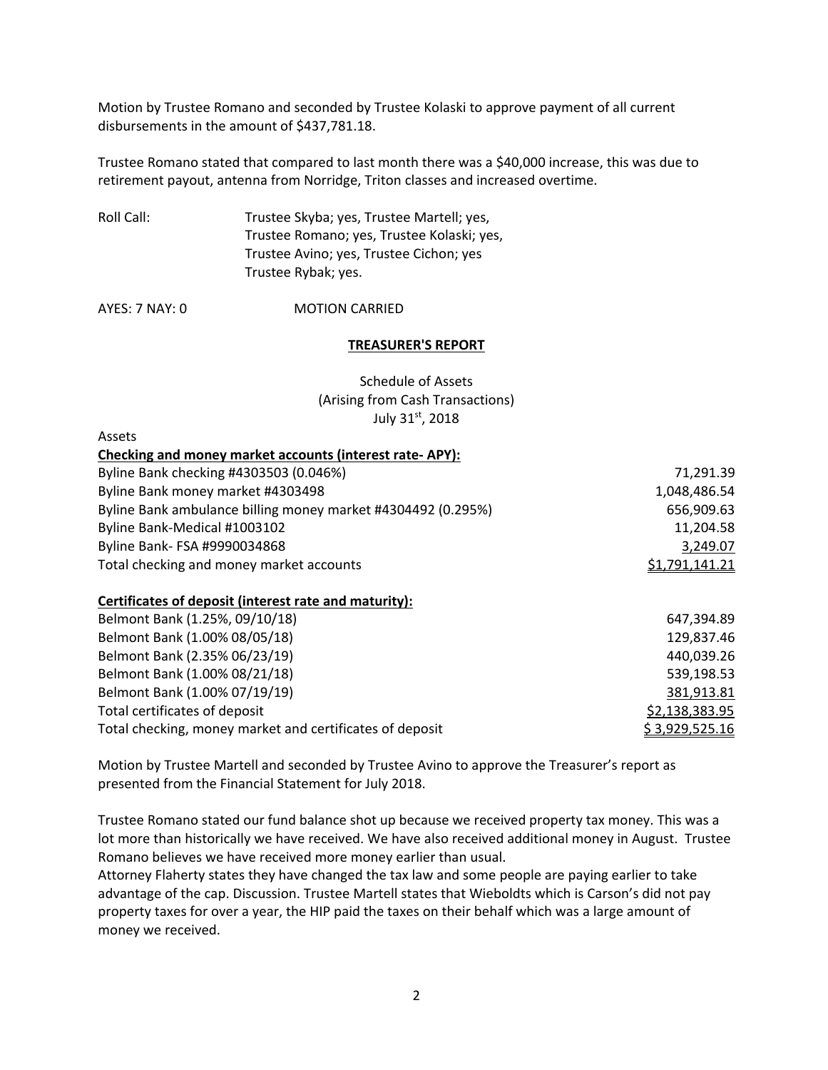Motion by Trustee Romano and seconded by Trustee Kolaski to approve payment of all current disbursements in the amount of $437,781.18.

Trustee Romano stated that compared to last month there was a $40,000 increase, this was due to retirement payout, antenna from Norridge, Triton classes and increased overtime.

Roll Call: Trustee Skyba; yes, Trustee Martell; yes, Trustee Romano; yes, Trustee Kolaski; yes, Trustee Avino; yes, Trustee Cichon; yes Trustee Rybak; yes.

AYES: 7 NAY: 0 MOTION CARRIED

## TREASURER'S REPORT

Schedule of Assets
(Arising from Cash Transactions)
July 31st, 2018

Assets

| **Checking and money market accounts (interest rate- APY):** | |
|---|---|
| Byline Bank checking #4303503 (0.046%) | 71,291.39 |
| Byline Bank money market #4303498 | 1,048,486.54 |
| Byline Bank ambulance billing money market #4304492 (0.295%) | 656,909.63 |
| Byline Bank-Medical #1003102 | 11,204.58 |
| Byline Bank- FSA #9990034868 | 3,249.07 |
| Total checking and money market accounts | $1,791,141.21 |
| | |
| **Certificates of deposit (interest rate and maturity):** | |
| Belmont Bank (1.25%, 09/10/18) | 647,394.89 |
| Belmont Bank (1.00% 08/05/18) | 129,837.46 |
| Belmont Bank (2.35% 06/23/19) | 440,039.26 |
| Belmont Bank (1.00% 08/21/18) | 539,198.53 |
| Belmont Bank (1.00% 07/19/19) | 381,913.81 |
| Total certificates of deposit | $2,138,383.95 |
| Total checking, money market and certificates of deposit | $ 3,929,525.16 |

Motion by Trustee Martell and seconded by Trustee Avino to approve the Treasurer's report as presented from the Financial Statement for July 2018.

Trustee Romano stated our fund balance shot up because we received property tax money. This was a lot more than historically we have received. We have also received additional money in August. Trustee Romano believes we have received more money earlier than usual.
Attorney Flaherty states they have changed the tax law and some people are paying earlier to take advantage of the cap. Discussion. Trustee Martell states that Wieboldts which is Carson's did not pay property taxes for over a year, the HIP paid the taxes on their behalf which was a large amount of money we received.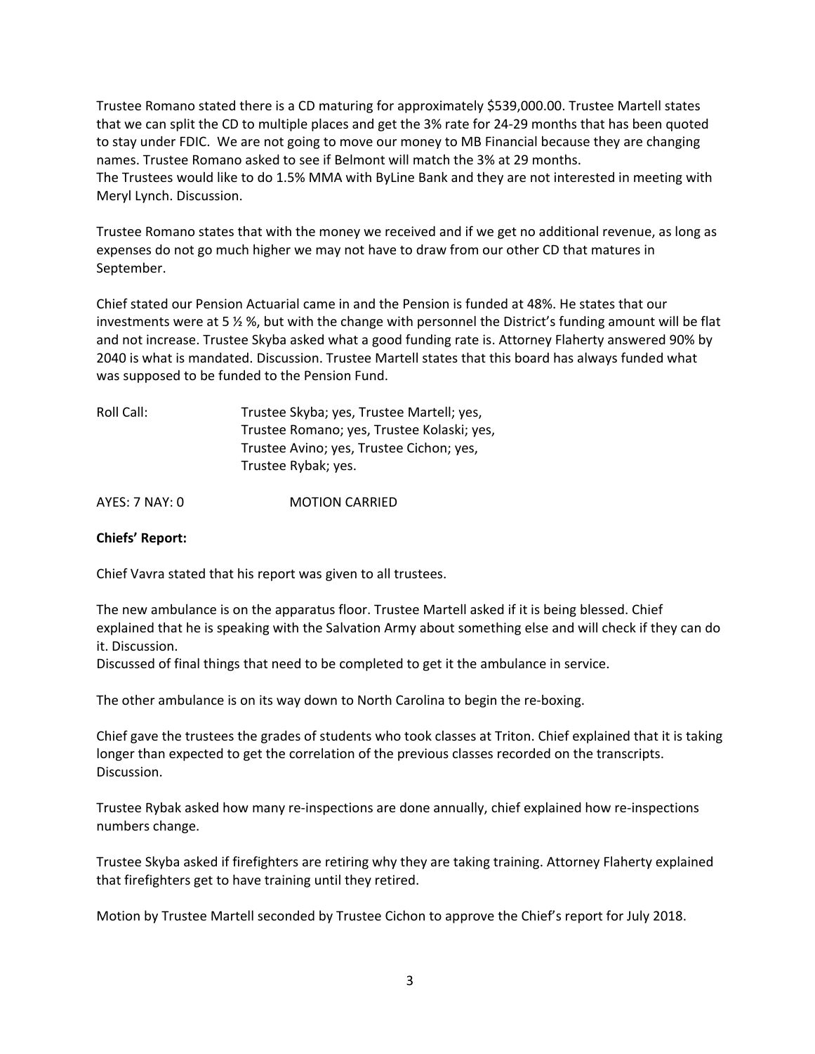Trustee Romano stated there is a CD maturing for approximately $539,000.00. Trustee Martell states that we can split the CD to multiple places and get the 3% rate for 24-29 months that has been quoted to stay under FDIC. We are not going to move our money to MB Financial because they are changing names. Trustee Romano asked to see if Belmont will match the 3% at 29 months.
The Trustees would like to do 1.5% MMA with ByLine Bank and they are not interested in meeting with Meryl Lynch. Discussion.

Trustee Romano states that with the money we received and if we get no additional revenue, as long as expenses do not go much higher we may not have to draw from our other CD that matures in September.

Chief stated our Pension Actuarial came in and the Pension is funded at 48%. He states that our investments were at 5 ½ %, but with the change with personnel the District's funding amount will be flat and not increase. Trustee Skyba asked what a good funding rate is. Attorney Flaherty answered 90% by 2040 is what is mandated. Discussion. Trustee Martell states that this board has always funded what was supposed to be funded to the Pension Fund.

Roll Call: Trustee Skyba; yes, Trustee Martell; yes,
Trustee Romano; yes, Trustee Kolaski; yes,
Trustee Avino; yes, Trustee Cichon; yes,
Trustee Rybak; yes.

AYES: 7 NAY: 0 MOTION CARRIED

**Chiefs' Report:**

Chief Vavra stated that his report was given to all trustees.

The new ambulance is on the apparatus floor. Trustee Martell asked if it is being blessed. Chief explained that he is speaking with the Salvation Army about something else and will check if they can do it. Discussion.
Discussed of final things that need to be completed to get it the ambulance in service.

The other ambulance is on its way down to North Carolina to begin the re-boxing.

Chief gave the trustees the grades of students who took classes at Triton. Chief explained that it is taking longer than expected to get the correlation of the previous classes recorded on the transcripts. Discussion.

Trustee Rybak asked how many re-inspections are done annually, chief explained how re-inspections numbers change.

Trustee Skyba asked if firefighters are retiring why they are taking training. Attorney Flaherty explained that firefighters get to have training until they retired.

Motion by Trustee Martell seconded by Trustee Cichon to approve the Chief's report for July 2018.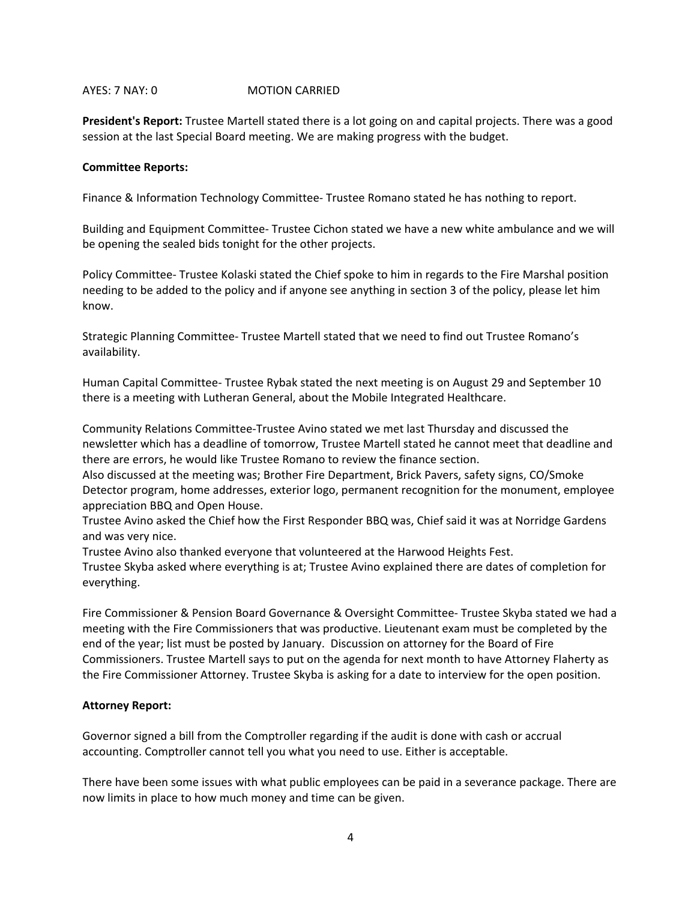AYES: 7 NAY: 0 MOTION CARRIED

**President's Report:** Trustee Martell stated there is a lot going on and capital projects. There was a good session at the last Special Board meeting. We are making progress with the budget.

**Committee Reports:**

Finance & Information Technology Committee- Trustee Romano stated he has nothing to report.

Building and Equipment Committee- Trustee Cichon stated we have a new white ambulance and we will be opening the sealed bids tonight for the other projects.

Policy Committee- Trustee Kolaski stated the Chief spoke to him in regards to the Fire Marshal position needing to be added to the policy and if anyone see anything in section 3 of the policy, please let him know.

Strategic Planning Committee- Trustee Martell stated that we need to find out Trustee Romano's availability.

Human Capital Committee- Trustee Rybak stated the next meeting is on August 29 and September 10 there is a meeting with Lutheran General, about the Mobile Integrated Healthcare.

Community Relations Committee-Trustee Avino stated we met last Thursday and discussed the newsletter which has a deadline of tomorrow, Trustee Martell stated he cannot meet that deadline and there are errors, he would like Trustee Romano to review the finance section.
Also discussed at the meeting was; Brother Fire Department, Brick Pavers, safety signs, CO/Smoke Detector program, home addresses, exterior logo, permanent recognition for the monument, employee appreciation BBQ and Open House.
Trustee Avino asked the Chief how the First Responder BBQ was, Chief said it was at Norridge Gardens and was very nice.
Trustee Avino also thanked everyone that volunteered at the Harwood Heights Fest.
Trustee Skyba asked where everything is at; Trustee Avino explained there are dates of completion for everything.

Fire Commissioner & Pension Board Governance & Oversight Committee- Trustee Skyba stated we had a meeting with the Fire Commissioners that was productive. Lieutenant exam must be completed by the end of the year; list must be posted by January. Discussion on attorney for the Board of Fire Commissioners. Trustee Martell says to put on the agenda for next month to have Attorney Flaherty as the Fire Commissioner Attorney. Trustee Skyba is asking for a date to interview for the open position.

**Attorney Report:**

Governor signed a bill from the Comptroller regarding if the audit is done with cash or accrual accounting. Comptroller cannot tell you what you need to use. Either is acceptable.

There have been some issues with what public employees can be paid in a severance package. There are now limits in place to how much money and time can be given.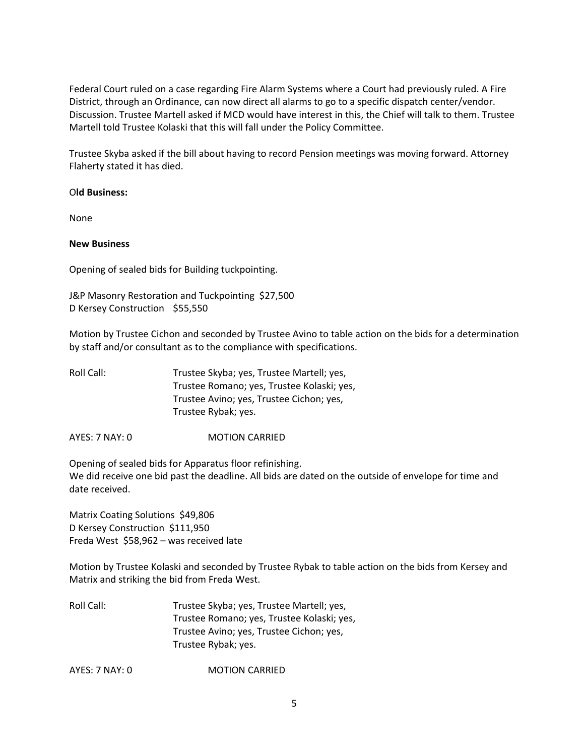Federal Court ruled on a case regarding Fire Alarm Systems where a Court had previously ruled. A Fire District, through an Ordinance, can now direct all alarms to go to a specific dispatch center/vendor. Discussion. Trustee Martell asked if MCD would have interest in this, the Chief will talk to them. Trustee Martell told Trustee Kolaski that this will fall under the Policy Committee.

Trustee Skyba asked if the bill about having to record Pension meetings was moving forward. Attorney Flaherty stated it has died.

**Old Business:**

None

**New Business**

Opening of sealed bids for Building tuckpointing.

J&P Masonry Restoration and Tuckpointing  $27,500
D Kersey Construction   $55,550

Motion by Trustee Cichon and seconded by Trustee Avino to table action on the bids for a determination by staff and/or consultant as to the compliance with specifications.

Roll Call: Trustee Skyba; yes, Trustee Martell; yes,
Trustee Romano; yes, Trustee Kolaski; yes,
Trustee Avino; yes, Trustee Cichon; yes,
Trustee Rybak; yes.

AYES: 7 NAY: 0   MOTION CARRIED

Opening of sealed bids for Apparatus floor refinishing.
We did receive one bid past the deadline. All bids are dated on the outside of envelope for time and date received.

Matrix Coating Solutions  $49,806
D Kersey Construction  $111,950
Freda West  $58,962 – was received late

Motion by Trustee Kolaski and seconded by Trustee Rybak to table action on the bids from Kersey and Matrix and striking the bid from Freda West.

Roll Call: Trustee Skyba; yes, Trustee Martell; yes,
Trustee Romano; yes, Trustee Kolaski; yes,
Trustee Avino; yes, Trustee Cichon; yes,
Trustee Rybak; yes.

AYES: 7 NAY: 0   MOTION CARRIED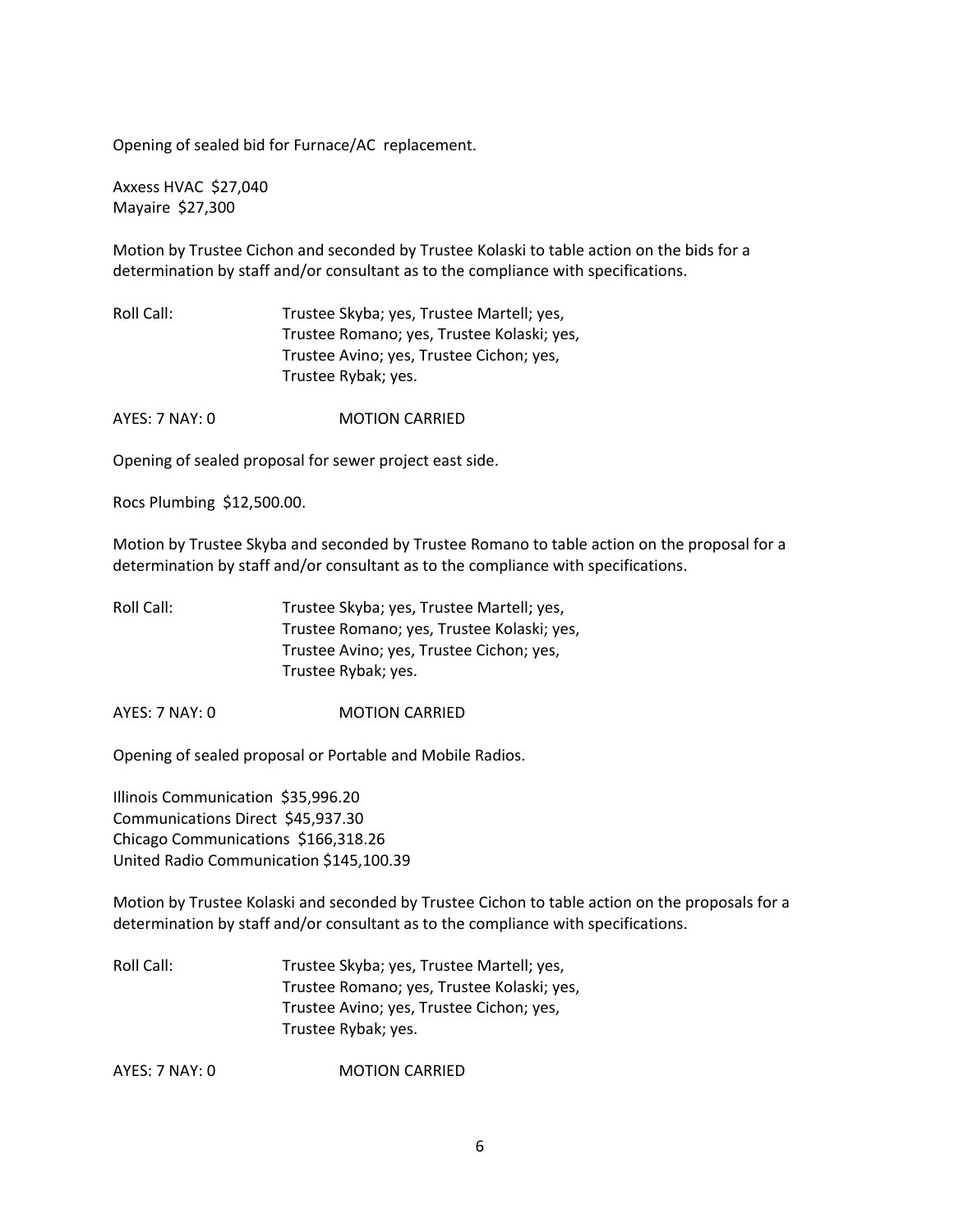Opening of sealed bid for Furnace/AC replacement.

Axxess HVAC $27,040
Mayaire $27,300

Motion by Trustee Cichon and seconded by Trustee Kolaski to table action on the bids for a determination by staff and/or consultant as to the compliance with specifications.

Roll Call: Trustee Skyba; yes, Trustee Martell; yes, Trustee Romano; yes, Trustee Kolaski; yes, Trustee Avino; yes, Trustee Cichon; yes, Trustee Rybak; yes.

AYES: 7 NAY: 0 MOTION CARRIED

Opening of sealed proposal for sewer project east side.

Rocs Plumbing $12,500.00.

Motion by Trustee Skyba and seconded by Trustee Romano to table action on the proposal for a determination by staff and/or consultant as to the compliance with specifications.

Roll Call: Trustee Skyba; yes, Trustee Martell; yes, Trustee Romano; yes, Trustee Kolaski; yes, Trustee Avino; yes, Trustee Cichon; yes, Trustee Rybak; yes.

AYES: 7 NAY: 0 MOTION CARRIED

Opening of sealed proposal or Portable and Mobile Radios.

Illinois Communication $35,996.20
Communications Direct $45,937.30
Chicago Communications $166,318.26
United Radio Communication $145,100.39

Motion by Trustee Kolaski and seconded by Trustee Cichon to table action on the proposals for a determination by staff and/or consultant as to the compliance with specifications.

Roll Call: Trustee Skyba; yes, Trustee Martell; yes, Trustee Romano; yes, Trustee Kolaski; yes, Trustee Avino; yes, Trustee Cichon; yes, Trustee Rybak; yes.

AYES: 7 NAY: 0 MOTION CARRIED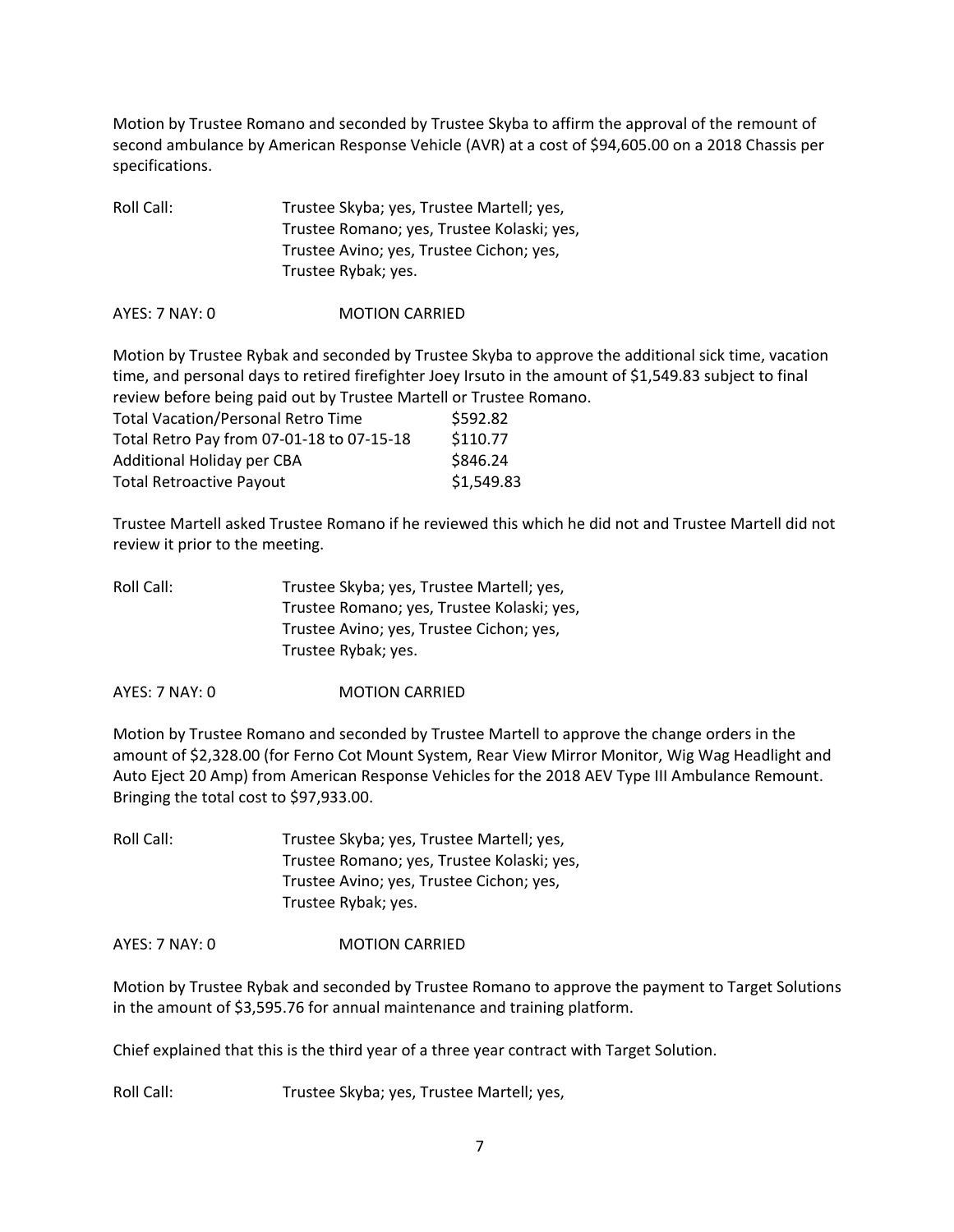Motion by Trustee Romano and seconded by Trustee Skyba to affirm the approval of the remount of second ambulance by American Response Vehicle (AVR) at a cost of $94,605.00 on a 2018 Chassis per specifications.

Roll Call: Trustee Skyba; yes, Trustee Martell; yes, Trustee Romano; yes, Trustee Kolaski; yes, Trustee Avino; yes, Trustee Cichon; yes, Trustee Rybak; yes.

AYES: 7 NAY: 0 MOTION CARRIED

Motion by Trustee Rybak and seconded by Trustee Skyba to approve the additional sick time, vacation time, and personal days to retired firefighter Joey Irsuto in the amount of $1,549.83 subject to final review before being paid out by Trustee Martell or Trustee Romano.

| | |
|---|---|
| Total Vacation/Personal Retro Time | $592.82 |
| Total Retro Pay from 07-01-18 to 07-15-18 | $110.77 |
| Additional Holiday per CBA | $846.24 |
| Total Retroactive Payout | $1,549.83 |

Trustee Martell asked Trustee Romano if he reviewed this which he did not and Trustee Martell did not review it prior to the meeting.

Roll Call: Trustee Skyba; yes, Trustee Martell; yes, Trustee Romano; yes, Trustee Kolaski; yes, Trustee Avino; yes, Trustee Cichon; yes, Trustee Rybak; yes.

AYES: 7 NAY: 0 MOTION CARRIED

Motion by Trustee Romano and seconded by Trustee Martell to approve the change orders in the amount of $2,328.00 (for Ferno Cot Mount System, Rear View Mirror Monitor, Wig Wag Headlight and Auto Eject 20 Amp) from American Response Vehicles for the 2018 AEV Type III Ambulance Remount. Bringing the total cost to $97,933.00.

Roll Call: Trustee Skyba; yes, Trustee Martell; yes, Trustee Romano; yes, Trustee Kolaski; yes, Trustee Avino; yes, Trustee Cichon; yes, Trustee Rybak; yes.

AYES: 7 NAY: 0 MOTION CARRIED

Motion by Trustee Rybak and seconded by Trustee Romano to approve the payment to Target Solutions in the amount of $3,595.76 for annual maintenance and training platform.

Chief explained that this is the third year of a three year contract with Target Solution.

Roll Call: Trustee Skyba; yes, Trustee Martell; yes,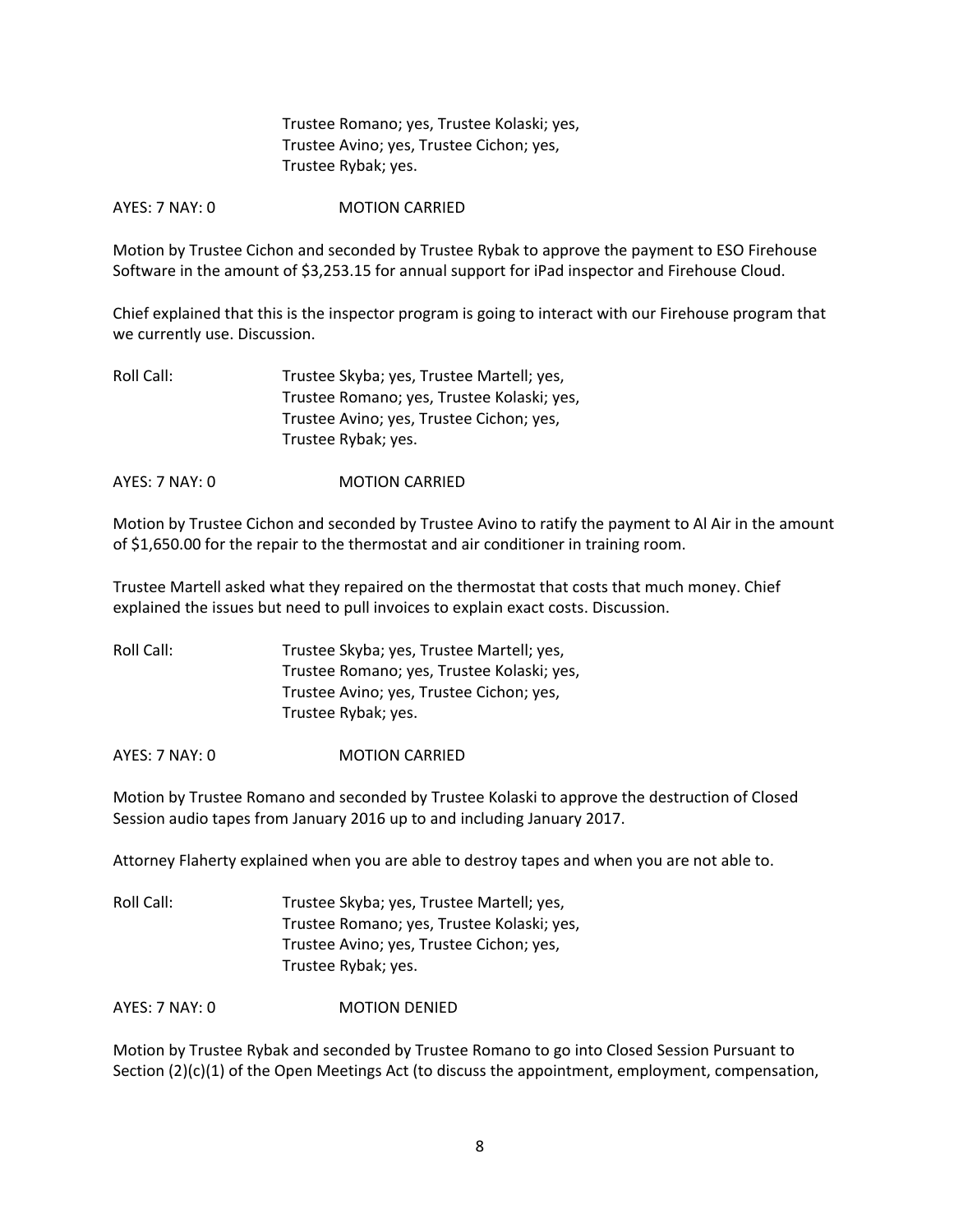Trustee Romano; yes, Trustee Kolaski; yes,
Trustee Avino; yes, Trustee Cichon; yes,
Trustee Rybak; yes.

AYES: 7 NAY: 0 MOTION CARRIED

Motion by Trustee Cichon and seconded by Trustee Rybak to approve the payment to ESO Firehouse Software in the amount of $3,253.15 for annual support for iPad inspector and Firehouse Cloud.

Chief explained that this is the inspector program is going to interact with our Firehouse program that we currently use. Discussion.

Roll Call: Trustee Skyba; yes, Trustee Martell; yes,
Trustee Romano; yes, Trustee Kolaski; yes,
Trustee Avino; yes, Trustee Cichon; yes,
Trustee Rybak; yes.

AYES: 7 NAY: 0 MOTION CARRIED

Motion by Trustee Cichon and seconded by Trustee Avino to ratify the payment to Al Air in the amount of $1,650.00 for the repair to the thermostat and air conditioner in training room.

Trustee Martell asked what they repaired on the thermostat that costs that much money. Chief explained the issues but need to pull invoices to explain exact costs. Discussion.

Roll Call: Trustee Skyba; yes, Trustee Martell; yes,
Trustee Romano; yes, Trustee Kolaski; yes,
Trustee Avino; yes, Trustee Cichon; yes,
Trustee Rybak; yes.

AYES: 7 NAY: 0 MOTION CARRIED

Motion by Trustee Romano and seconded by Trustee Kolaski to approve the destruction of Closed Session audio tapes from January 2016 up to and including January 2017.

Attorney Flaherty explained when you are able to destroy tapes and when you are not able to.

Roll Call: Trustee Skyba; yes, Trustee Martell; yes,
Trustee Romano; yes, Trustee Kolaski; yes,
Trustee Avino; yes, Trustee Cichon; yes,
Trustee Rybak; yes.

AYES: 7 NAY: 0 MOTION DENIED

Motion by Trustee Rybak and seconded by Trustee Romano to go into Closed Session Pursuant to Section (2)(c)(1) of the Open Meetings Act (to discuss the appointment, employment, compensation,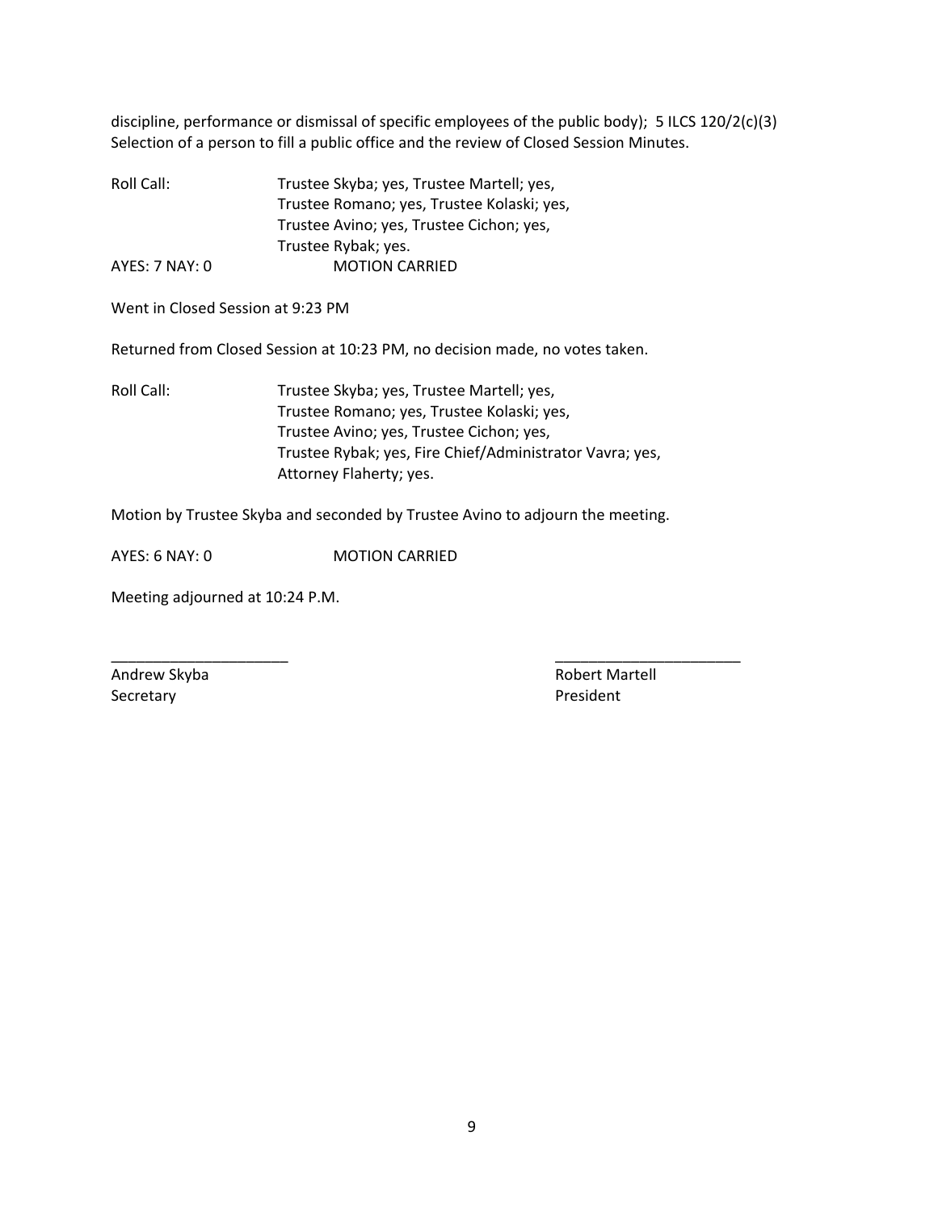discipline, performance or dismissal of specific employees of the public body); 5 ILCS 120/2(c)(3) Selection of a person to fill a public office and the review of Closed Session Minutes.

Roll Call: Trustee Skyba; yes, Trustee Martell; yes,
Trustee Romano; yes, Trustee Kolaski; yes,
Trustee Avino; yes, Trustee Cichon; yes,
Trustee Rybak; yes.

AYES: 7 NAY: 0 MOTION CARRIED

Went in Closed Session at 9:23 PM

Returned from Closed Session at 10:23 PM, no decision made, no votes taken.

Roll Call: Trustee Skyba; yes, Trustee Martell; yes,
Trustee Romano; yes, Trustee Kolaski; yes,
Trustee Avino; yes, Trustee Cichon; yes,
Trustee Rybak; yes, Fire Chief/Administrator Vavra; yes,
Attorney Flaherty; yes.

Motion by Trustee Skyba and seconded by Trustee Avino to adjourn the meeting.

AYES: 6 NAY: 0 MOTION CARRIED

Meeting adjourned at 10:24 P.M.

_____________________ _____________________

Andrew Skyba
Secretary

Robert Martell
President